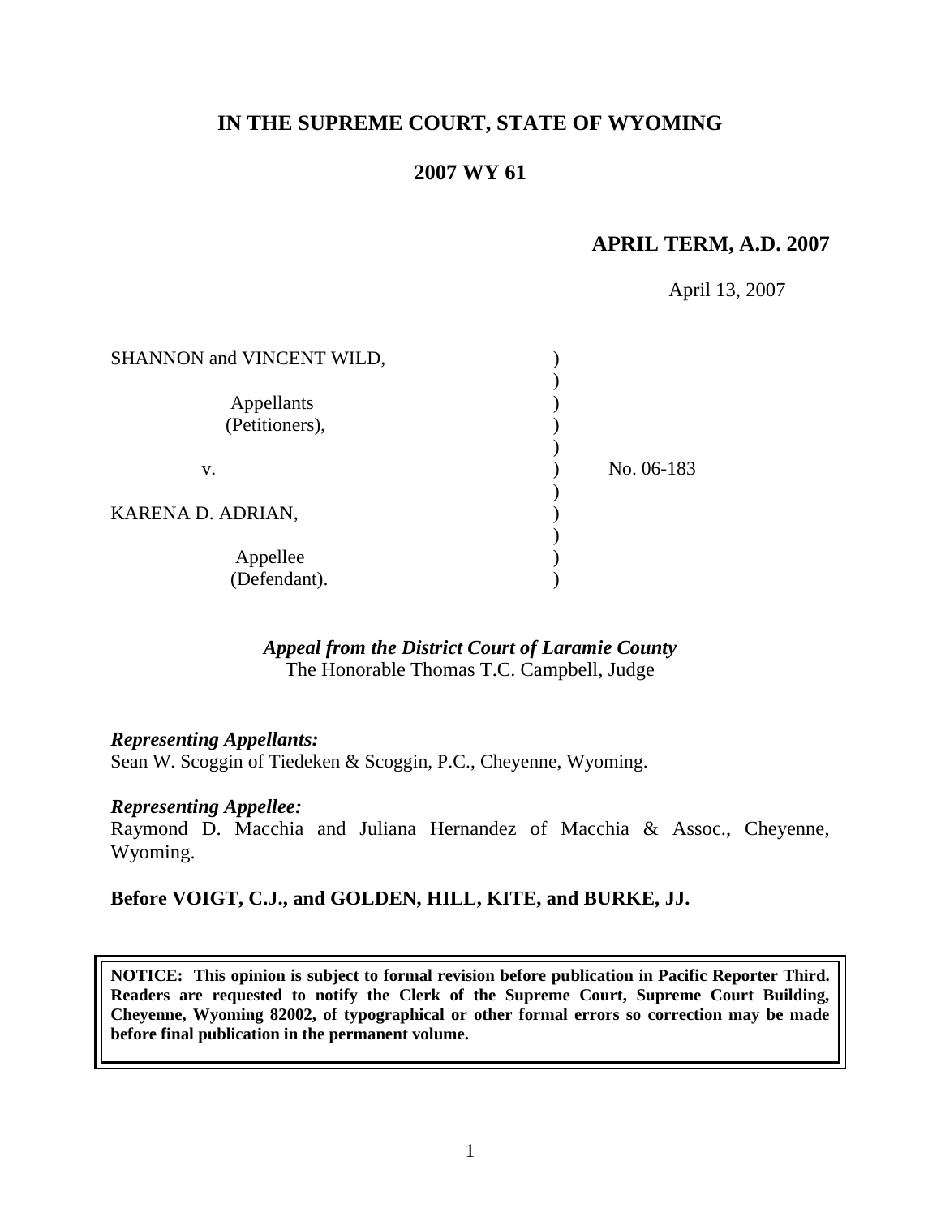**IN THE SUPREME COURT, STATE OF WYOMING**

**2007 WY 61**

**APRIL TERM, A.D. 2007**

April 13, 2007

| | | |
|---|---|---|
| SHANNON and VINCENT WILD,<br><br>Appellants<br>(Petitioners),<br><br>v.<br><br>KARENA D. ADRIAN,<br><br>Appellee<br>(Defendant). | ) | No. 06-183 |

***Appeal from the District Court of Laramie County***
The Honorable Thomas T.C. Campbell, Judge

***Representing Appellants:***
Sean W. Scoggin of Tiedeken & Scoggin, P.C., Cheyenne, Wyoming.

***Representing Appellee:***
Raymond D. Macchia and Juliana Hernandez of Macchia & Assoc., Cheyenne, Wyoming.

**Before VOIGT, C.J., and GOLDEN, HILL, KITE, and BURKE, JJ.**

**NOTICE: This opinion is subject to formal revision before publication in Pacific Reporter Third. Readers are requested to notify the Clerk of the Supreme Court, Supreme Court Building, Cheyenne, Wyoming 82002, of typographical or other formal errors so correction may be made before final publication in the permanent volume.**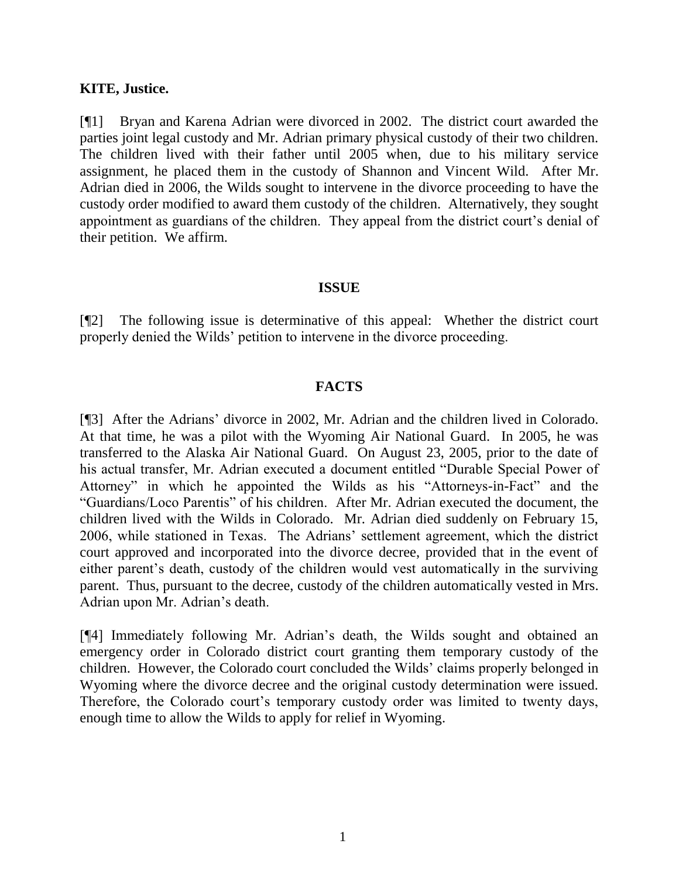**KITE, Justice.**

[¶1] Bryan and Karena Adrian were divorced in 2002. The district court awarded the parties joint legal custody and Mr. Adrian primary physical custody of their two children. The children lived with their father until 2005 when, due to his military service assignment, he placed them in the custody of Shannon and Vincent Wild. After Mr. Adrian died in 2006, the Wilds sought to intervene in the divorce proceeding to have the custody order modified to award them custody of the children. Alternatively, they sought appointment as guardians of the children. They appeal from the district court's denial of their petition. We affirm.

## ISSUE

[¶2] The following issue is determinative of this appeal: Whether the district court properly denied the Wilds' petition to intervene in the divorce proceeding.

## FACTS

[¶3] After the Adrians' divorce in 2002, Mr. Adrian and the children lived in Colorado. At that time, he was a pilot with the Wyoming Air National Guard. In 2005, he was transferred to the Alaska Air National Guard. On August 23, 2005, prior to the date of his actual transfer, Mr. Adrian executed a document entitled "Durable Special Power of Attorney" in which he appointed the Wilds as his "Attorneys-in-Fact" and the "Guardians/Loco Parentis" of his children. After Mr. Adrian executed the document, the children lived with the Wilds in Colorado. Mr. Adrian died suddenly on February 15, 2006, while stationed in Texas. The Adrians' settlement agreement, which the district court approved and incorporated into the divorce decree, provided that in the event of either parent's death, custody of the children would vest automatically in the surviving parent. Thus, pursuant to the decree, custody of the children automatically vested in Mrs. Adrian upon Mr. Adrian's death.

[¶4] Immediately following Mr. Adrian's death, the Wilds sought and obtained an emergency order in Colorado district court granting them temporary custody of the children. However, the Colorado court concluded the Wilds' claims properly belonged in Wyoming where the divorce decree and the original custody determination were issued. Therefore, the Colorado court's temporary custody order was limited to twenty days, enough time to allow the Wilds to apply for relief in Wyoming.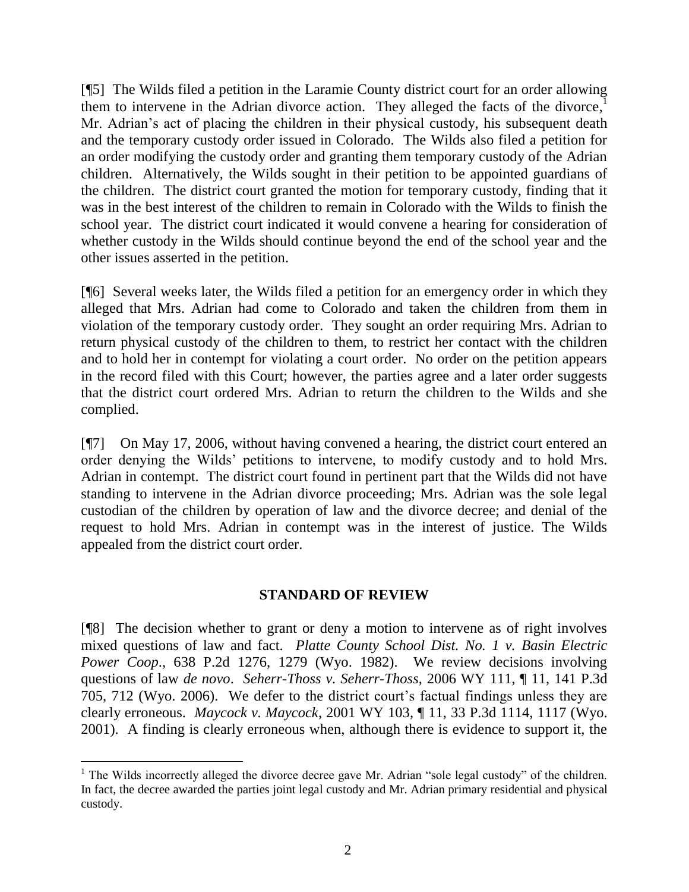[¶5] The Wilds filed a petition in the Laramie County district court for an order allowing them to intervene in the Adrian divorce action. They alleged the facts of the divorce,[1] Mr. Adrian's act of placing the children in their physical custody, his subsequent death and the temporary custody order issued in Colorado. The Wilds also filed a petition for an order modifying the custody order and granting them temporary custody of the Adrian children. Alternatively, the Wilds sought in their petition to be appointed guardians of the children. The district court granted the motion for temporary custody, finding that it was in the best interest of the children to remain in Colorado with the Wilds to finish the school year. The district court indicated it would convene a hearing for consideration of whether custody in the Wilds should continue beyond the end of the school year and the other issues asserted in the petition.

[¶6] Several weeks later, the Wilds filed a petition for an emergency order in which they alleged that Mrs. Adrian had come to Colorado and taken the children from them in violation of the temporary custody order. They sought an order requiring Mrs. Adrian to return physical custody of the children to them, to restrict her contact with the children and to hold her in contempt for violating a court order. No order on the petition appears in the record filed with this Court; however, the parties agree and a later order suggests that the district court ordered Mrs. Adrian to return the children to the Wilds and she complied.

[¶7] On May 17, 2006, without having convened a hearing, the district court entered an order denying the Wilds' petitions to intervene, to modify custody and to hold Mrs. Adrian in contempt. The district court found in pertinent part that the Wilds did not have standing to intervene in the Adrian divorce proceeding; Mrs. Adrian was the sole legal custodian of the children by operation of law and the divorce decree; and denial of the request to hold Mrs. Adrian in contempt was in the interest of justice. The Wilds appealed from the district court order.

## STANDARD OF REVIEW

[¶8] The decision whether to grant or deny a motion to intervene as of right involves mixed questions of law and fact. *Platte County School Dist. No. 1 v. Basin Electric Power Coop.*, 638 P.2d 1276, 1279 (Wyo. 1982). We review decisions involving questions of law *de novo*. *Seherr-Thoss v. Seherr-Thoss*, 2006 WY 111, ¶ 11, 141 P.3d 705, 712 (Wyo. 2006). We defer to the district court's factual findings unless they are clearly erroneous. *Maycock v. Maycock*, 2001 WY 103, ¶ 11, 33 P.3d 1114, 1117 (Wyo. 2001). A finding is clearly erroneous when, although there is evidence to support it, the

[1] The Wilds incorrectly alleged the divorce decree gave Mr. Adrian "sole legal custody" of the children. In fact, the decree awarded the parties joint legal custody and Mr. Adrian primary residential and physical custody.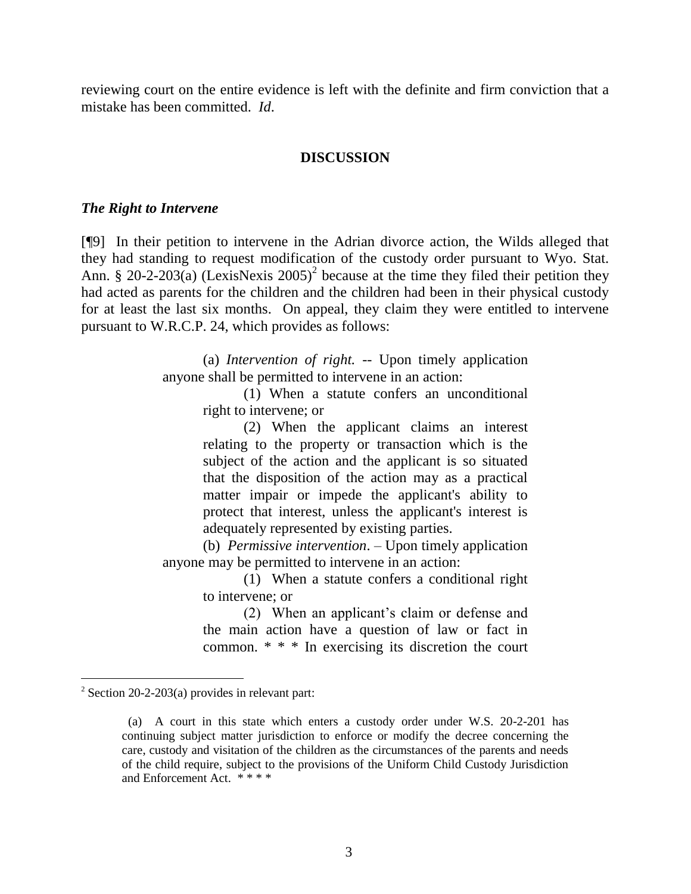reviewing court on the entire evidence is left with the definite and firm conviction that a mistake has been committed. *Id*.

## DISCUSSION

### *The Right to Intervene*

[¶9] In their petition to intervene in the Adrian divorce action, the Wilds alleged that they had standing to request modification of the custody order pursuant to Wyo. Stat. Ann. § 20-2-203(a) (LexisNexis 2005)[2] because at the time they filed their petition they had acted as parents for the children and the children had been in their physical custody for at least the last six months. On appeal, they claim they were entitled to intervene pursuant to W.R.C.P. 24, which provides as follows:

> (a) *Intervention of right.* -- Upon timely application anyone shall be permitted to intervene in an action:
>
> > (1) When a statute confers an unconditional right to intervene; or
> >
> > (2) When the applicant claims an interest relating to the property or transaction which is the subject of the action and the applicant is so situated that the disposition of the action may as a practical matter impair or impede the applicant's ability to protect that interest, unless the applicant's interest is adequately represented by existing parties.
>
> (b) *Permissive intervention*. – Upon timely application anyone may be permitted to intervene in an action:
>
> > (1) When a statute confers a conditional right to intervene; or
> >
> > (2) When an applicant's claim or defense and the main action have a question of law or fact in common. * * * In exercising its discretion the court

---

[2] Section 20-2-203(a) provides in relevant part:

> (a) A court in this state which enters a custody order under W.S. 20-2-201 has continuing subject matter jurisdiction to enforce or modify the decree concerning the care, custody and visitation of the children as the circumstances of the parents and needs of the child require, subject to the provisions of the Uniform Child Custody Jurisdiction and Enforcement Act. * * * *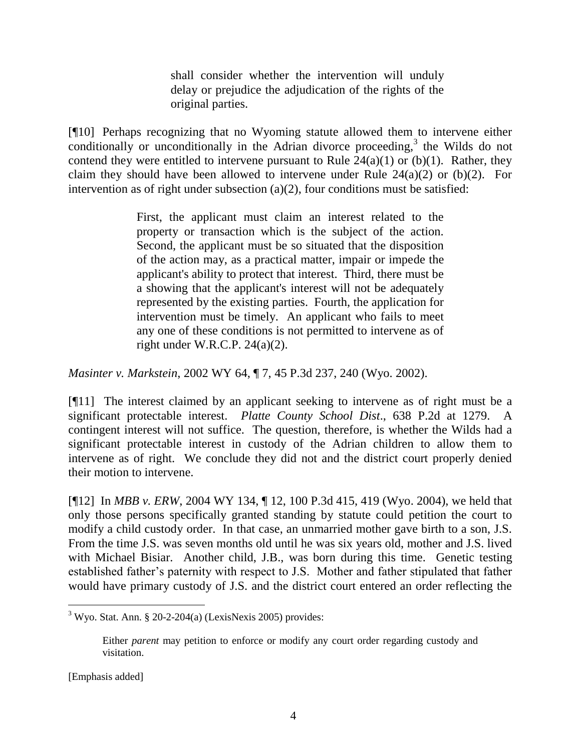> shall consider whether the intervention will unduly delay or prejudice the adjudication of the rights of the original parties.

[¶10] Perhaps recognizing that no Wyoming statute allowed them to intervene either conditionally or unconditionally in the Adrian divorce proceeding,[3] the Wilds do not contend they were entitled to intervene pursuant to Rule 24(a)(1) or (b)(1). Rather, they claim they should have been allowed to intervene under Rule 24(a)(2) or (b)(2). For intervention as of right under subsection (a)(2), four conditions must be satisfied:

> First, the applicant must claim an interest related to the property or transaction which is the subject of the action. Second, the applicant must be so situated that the disposition of the action may, as a practical matter, impair or impede the applicant's ability to protect that interest. Third, there must be a showing that the applicant's interest will not be adequately represented by the existing parties. Fourth, the application for intervention must be timely. An applicant who fails to meet any one of these conditions is not permitted to intervene as of right under W.R.C.P. 24(a)(2).

*Masinter v. Markstein*, 2002 WY 64, ¶ 7, 45 P.3d 237, 240 (Wyo. 2002).

[¶11] The interest claimed by an applicant seeking to intervene as of right must be a significant protectable interest. *Platte County School Dist*., 638 P.2d at 1279. A contingent interest will not suffice. The question, therefore, is whether the Wilds had a significant protectable interest in custody of the Adrian children to allow them to intervene as of right. We conclude they did not and the district court properly denied their motion to intervene.

[¶12] In *MBB v. ERW*, 2004 WY 134, ¶ 12, 100 P.3d 415, 419 (Wyo. 2004), we held that only those persons specifically granted standing by statute could petition the court to modify a child custody order. In that case, an unmarried mother gave birth to a son, J.S. From the time J.S. was seven months old until he was six years old, mother and J.S. lived with Michael Bisiar. Another child, J.B., was born during this time. Genetic testing established father's paternity with respect to J.S. Mother and father stipulated that father would have primary custody of J.S. and the district court entered an order reflecting the

---

[3] Wyo. Stat. Ann. § 20-2-204(a) (LexisNexis 2005) provides:

> Either *parent* may petition to enforce or modify any court order regarding custody and visitation.

[Emphasis added]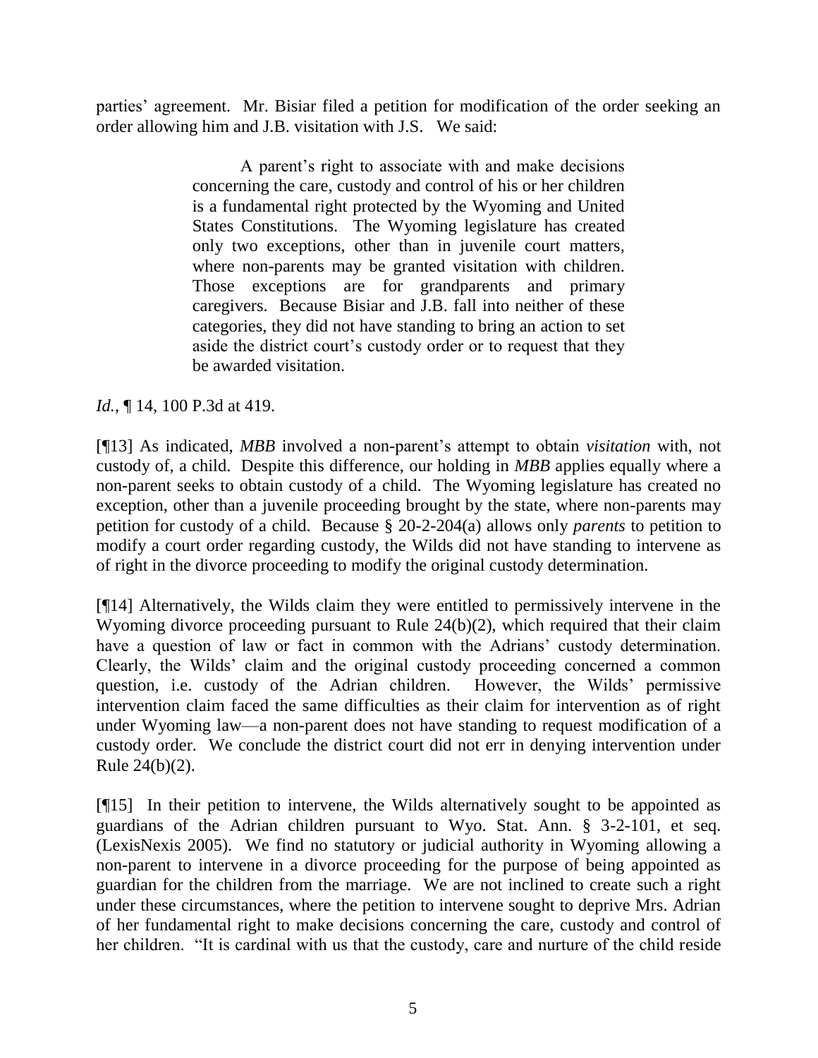parties' agreement. Mr. Bisiar filed a petition for modification of the order seeking an order allowing him and J.B. visitation with J.S. We said:

> A parent's right to associate with and make decisions concerning the care, custody and control of his or her children is a fundamental right protected by the Wyoming and United States Constitutions. The Wyoming legislature has created only two exceptions, other than in juvenile court matters, where non-parents may be granted visitation with children. Those exceptions are for grandparents and primary caregivers. Because Bisiar and J.B. fall into neither of these categories, they did not have standing to bring an action to set aside the district court's custody order or to request that they be awarded visitation.

*Id.*, ¶ 14, 100 P.3d at 419.

[¶13] As indicated, *MBB* involved a non-parent's attempt to obtain *visitation* with, not custody of, a child. Despite this difference, our holding in *MBB* applies equally where a non-parent seeks to obtain custody of a child. The Wyoming legislature has created no exception, other than a juvenile proceeding brought by the state, where non-parents may petition for custody of a child. Because § 20-2-204(a) allows only *parents* to petition to modify a court order regarding custody, the Wilds did not have standing to intervene as of right in the divorce proceeding to modify the original custody determination.

[¶14] Alternatively, the Wilds claim they were entitled to permissively intervene in the Wyoming divorce proceeding pursuant to Rule 24(b)(2), which required that their claim have a question of law or fact in common with the Adrians' custody determination. Clearly, the Wilds' claim and the original custody proceeding concerned a common question, i.e. custody of the Adrian children. However, the Wilds' permissive intervention claim faced the same difficulties as their claim for intervention as of right under Wyoming law—a non-parent does not have standing to request modification of a custody order. We conclude the district court did not err in denying intervention under Rule 24(b)(2).

[¶15] In their petition to intervene, the Wilds alternatively sought to be appointed as guardians of the Adrian children pursuant to Wyo. Stat. Ann. § 3-2-101, et seq. (LexisNexis 2005). We find no statutory or judicial authority in Wyoming allowing a non-parent to intervene in a divorce proceeding for the purpose of being appointed as guardian for the children from the marriage. We are not inclined to create such a right under these circumstances, where the petition to intervene sought to deprive Mrs. Adrian of her fundamental right to make decisions concerning the care, custody and control of her children. "It is cardinal with us that the custody, care and nurture of the child reside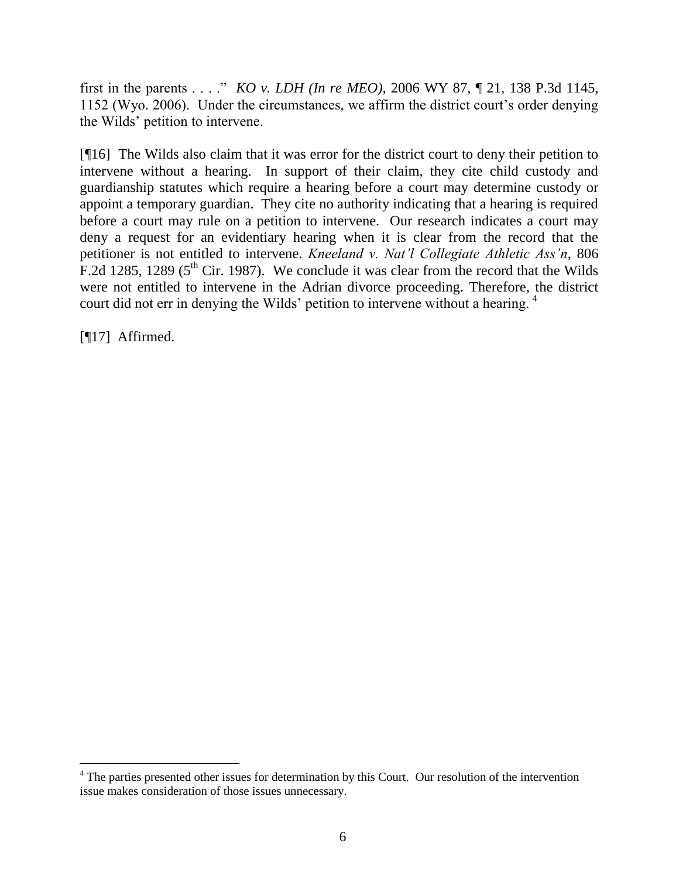first in the parents . . . ." *KO v. LDH (In re MEO)*, 2006 WY 87, ¶ 21, 138 P.3d 1145, 1152 (Wyo. 2006). Under the circumstances, we affirm the district court's order denying the Wilds' petition to intervene.

[¶16] The Wilds also claim that it was error for the district court to deny their petition to intervene without a hearing. In support of their claim, they cite child custody and guardianship statutes which require a hearing before a court may determine custody or appoint a temporary guardian. They cite no authority indicating that a hearing is required before a court may rule on a petition to intervene. Our research indicates a court may deny a request for an evidentiary hearing when it is clear from the record that the petitioner is not entitled to intervene. *Kneeland v. Nat'l Collegiate Athletic Ass'n*, 806 F.2d 1285, 1289 (5th Cir. 1987). We conclude it was clear from the record that the Wilds were not entitled to intervene in the Adrian divorce proceeding. Therefore, the district court did not err in denying the Wilds' petition to intervene without a hearing. [4]

[¶17] Affirmed.

---

[4] The parties presented other issues for determination by this Court. Our resolution of the intervention issue makes consideration of those issues unnecessary.